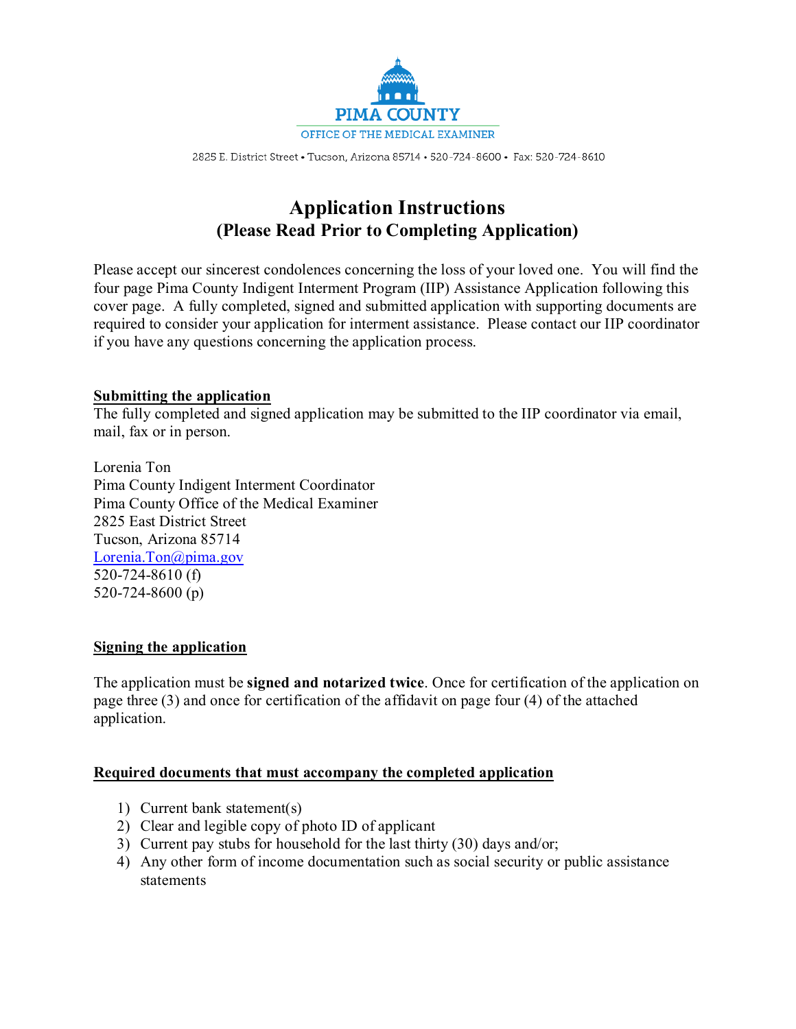PIMA COUNTY

OFFICE OF THE MEDICAL EXAMINER

2825 E. District Street • Tucson, Arizona 85714 • 520-724-8600 • Fax: 520-724-8610

# Application Instructions
## (Please Read Prior to Completing Application)

Please accept our sincerest condolences concerning the loss of your loved one. You will find the four page Pima County Indigent Interment Program (IIP) Assistance Application following this cover page. A fully completed, signed and submitted application with supporting documents are required to consider your application for interment assistance. Please contact our IIP coordinator if you have any questions concerning the application process.

### Submitting the application

The fully completed and signed application may be submitted to the IIP coordinator via email, mail, fax or in person.

Lorenia Ton
Pima County Indigent Interment Coordinator
Pima County Office of the Medical Examiner
2825 East District Street
Tucson, Arizona 85714
Lorenia.Ton@pima.gov
520-724-8610 (f)
520-724-8600 (p)

### Signing the application

The application must be **signed and notarized twice**. Once for certification of the application on page three (3) and once for certification of the affidavit on page four (4) of the attached application.

### Required documents that must accompany the completed application

1) Current bank statement(s)
2) Clear and legible copy of photo ID of applicant
3) Current pay stubs for household for the last thirty (30) days and/or;
4) Any other form of income documentation such as social security or public assistance statements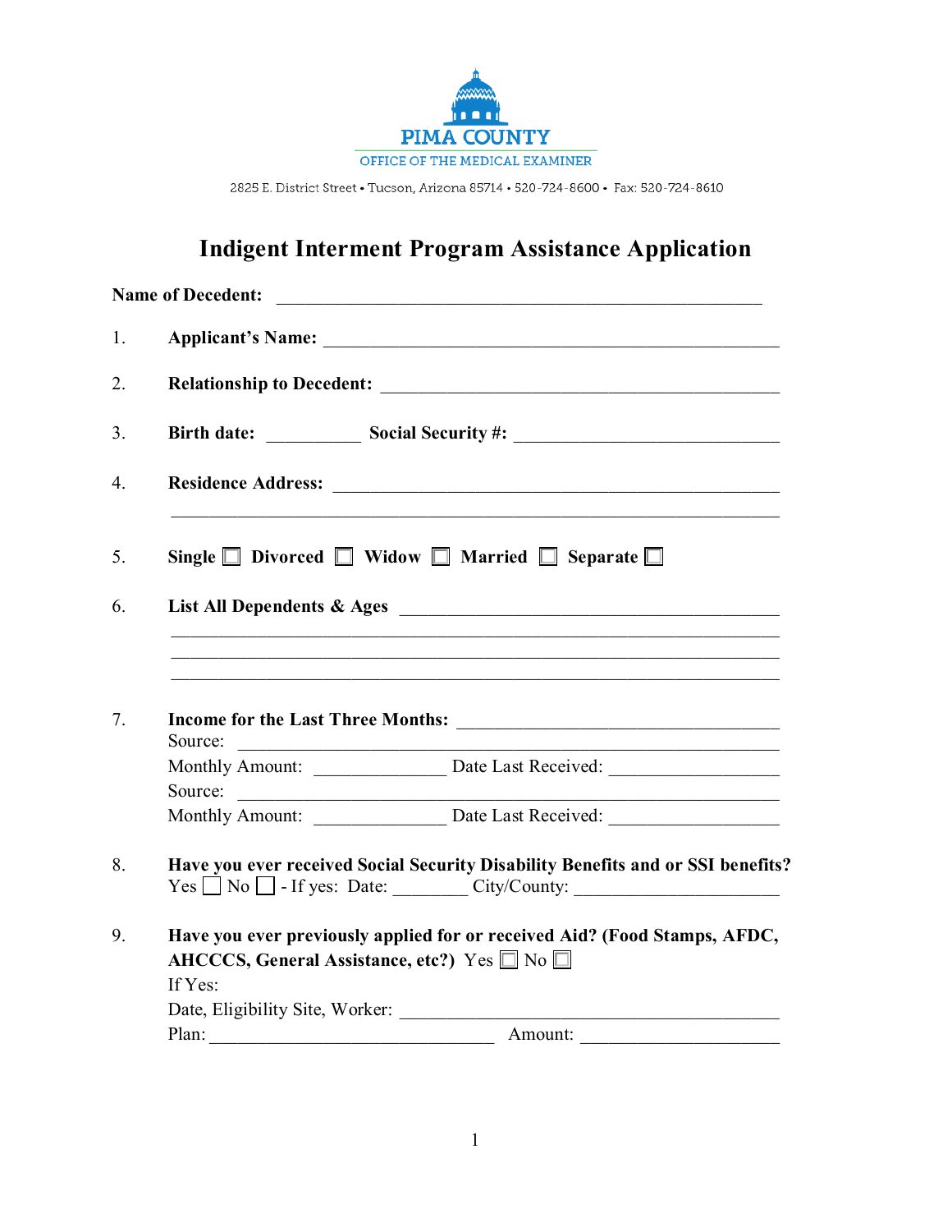PIMA COUNTY

OFFICE OF THE MEDICAL EXAMINER

2825 E. District Street • Tucson, Arizona 85714 • 520-724-8600 • Fax: 520-724-8610

# Indigent Interment Program Assistance Application

**Name of Decedent:** ______________________________________________________

1. **Applicant's Name:** ______________________________________________________

2. **Relationship to Decedent:** ____________________________________________

3. **Birth date:** __________ **Social Security #:** _____________________________

4. **Residence Address:** _____________________________________________________

   ______________________________________________________________________

5. **Single** ☐ **Divorced** ☐ **Widow** ☐ **Married** ☐ **Separate** ☐

6. **List All Dependents & Ages** ________________________________________

   ______________________________________________________________________

   ______________________________________________________________________

   ______________________________________________________________________

7. **Income for the Last Three Months:** ____________________________________

   Source: ______________________________________________________________

   Monthly Amount: ______________ Date Last Received: __________________

   Source: ______________________________________________________________

   Monthly Amount: ______________ Date Last Received: __________________

8. **Have you ever received Social Security Disability Benefits and or SSI benefits?**

   Yes ☐ No ☐ - If yes: Date: ________ City/County: ______________________

9. **Have you ever previously applied for or received Aid? (Food Stamps, AFDC, AHCCCS, General Assistance, etc?)** Yes ☐ No ☐

   If Yes:

   Date, Eligibility Site, Worker: __________________________________________

   Plan: _______________________________ Amount: _____________________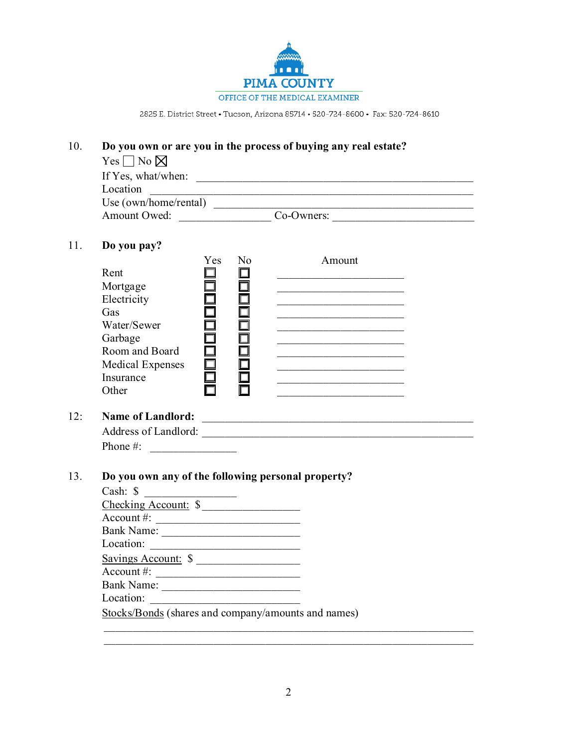PIMA COUNTY

OFFICE OF THE MEDICAL EXAMINER

2825 E. District Street • Tucson, Arizona 85714 • 520-724-8600 • Fax: 520-724-8610

10. **Do you own or are you in the process of buying any real estate?**

Yes ☐ No ☒

If Yes, what/when: ______________________________

Location ______________________________

Use (own/home/rental) ______________________________

Amount Owed: ________________ Co-Owners: ________________

11. **Do you pay?**

| | Yes | No | Amount |
|---|---|---|---|
| Rent | ☐ | ☐ | ________________ |
| Mortgage | ☐ | ☐ | ________________ |
| Electricity | ☐ | ☐ | ________________ |
| Gas | ☐ | ☐ | ________________ |
| Water/Sewer | ☐ | ☐ | ________________ |
| Garbage | ☐ | ☐ | ________________ |
| Room and Board | ☐ | ☐ | ________________ |
| Medical Expenses | ☐ | ☐ | ________________ |
| Insurance | ☐ | ☐ | ________________ |
| Other | ☐ | ☐ | ________________ |

12: **Name of Landlord:** ______________________________

Address of Landlord: ______________________________

Phone #: ________________

13. **Do you own any of the following personal property?**

Cash: $ ________________

Checking Account: $ ________________

Account #: ________________

Bank Name: ________________

Location: ________________

Savings Account: $ ________________

Account #: ________________

Bank Name: ________________

Location: ________________

Stocks/Bonds (shares and company/amounts and names)

______________________________________________________________

______________________________________________________________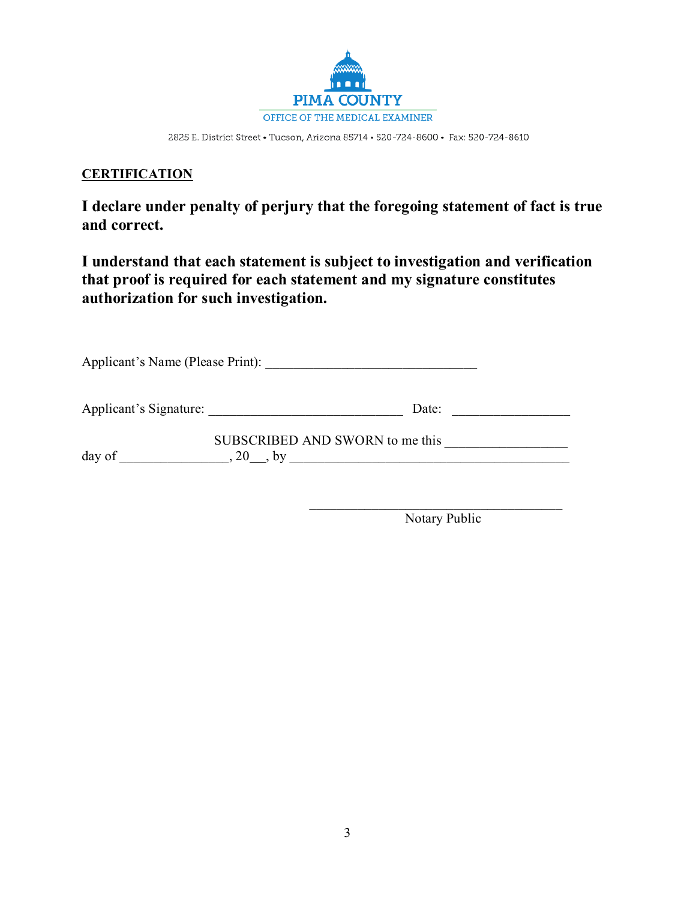PIMA COUNTY

OFFICE OF THE MEDICAL EXAMINER

2825 E. District Street • Tucson, Arizona 85714 • 520-724-8600 • Fax: 520-724-8610

## CERTIFICATION

**I declare under penalty of perjury that the foregoing statement of fact is true and correct.**

**I understand that each statement is subject to investigation and verification that proof is required for each statement and my signature constitutes authorization for such investigation.**

Applicant's Name (Please Print): _______________________________

Applicant's Signature: _____________________________ Date: _________________

SUBSCRIBED AND SWORN to me this _________________ day of ________________, 20__, by __________________________________________

_______________________________________

Notary Public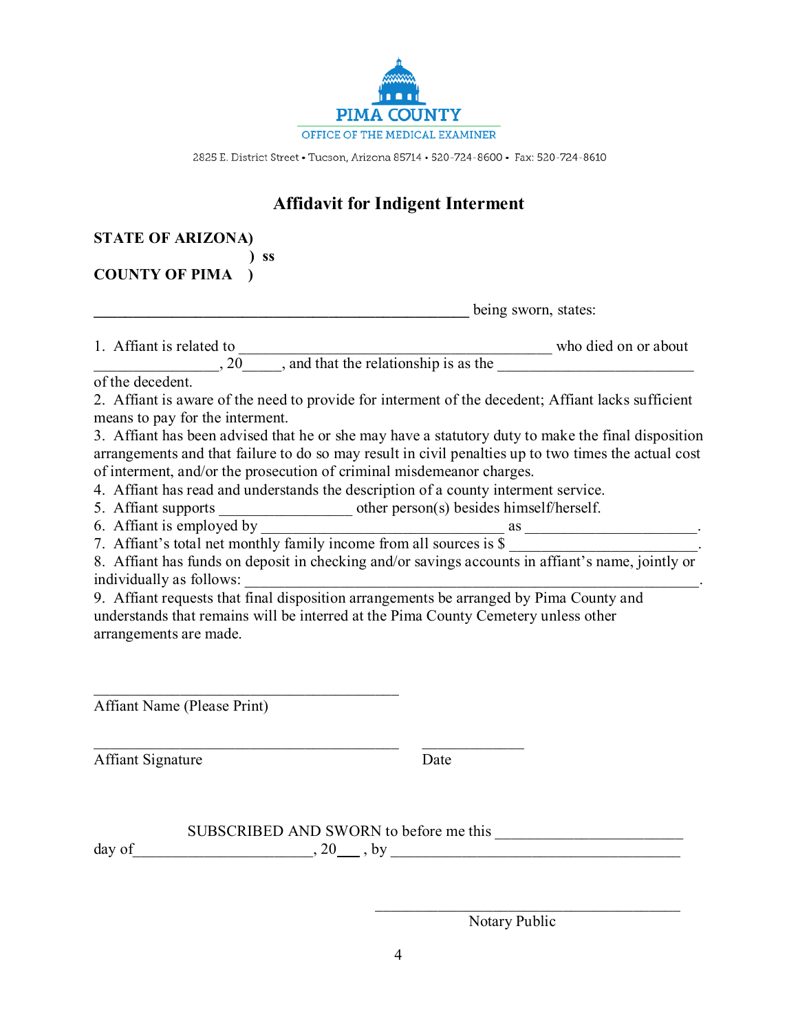PIMA COUNTY

OFFICE OF THE MEDICAL EXAMINER

2825 E. District Street • Tucson, Arizona 85714 • 520-724-8600 • Fax: 520-724-8610

# Affidavit for Indigent Interment

**STATE OF ARIZONA)**
**) ss**
**COUNTY OF PIMA )**

\_\_\_\_\_\_\_\_\_\_\_\_\_\_\_\_\_\_\_\_\_\_\_\_\_\_\_\_\_\_\_\_\_\_\_\_\_\_\_\_\_\_\_\_\_\_ being sworn, states:

1. Affiant is related to \_\_\_\_\_\_\_\_\_\_\_\_\_\_\_\_\_\_\_\_\_\_\_\_\_\_\_\_\_\_\_\_\_\_\_\_\_\_\_\_ who died on or about \_\_\_\_\_\_\_\_\_\_\_\_\_\_\_\_, 20\_\_\_\_\_, and that the relationship is as the \_\_\_\_\_\_\_\_\_\_\_\_\_\_\_\_\_\_\_\_\_\_\_\_\_\_ of the decedent.
2. Affiant is aware of the need to provide for interment of the decedent; Affiant lacks sufficient means to pay for the interment.
3. Affiant has been advised that he or she may have a statutory duty to make the final disposition arrangements and that failure to do so may result in civil penalties up to two times the actual cost of interment, and/or the prosecution of criminal misdemeanor charges.
4. Affiant has read and understands the description of a county interment service.
5. Affiant supports \_\_\_\_\_\_\_\_\_\_\_\_\_\_\_\_\_ other person(s) besides himself/herself.
6. Affiant is employed by \_\_\_\_\_\_\_\_\_\_\_\_\_\_\_\_\_\_\_\_\_\_\_\_\_\_\_\_\_\_\_\_\_ as \_\_\_\_\_\_\_\_\_\_\_\_\_\_\_\_\_\_\_\_\_\_.
7. Affiant's total net monthly family income from all sources is $ \_\_\_\_\_\_\_\_\_\_\_\_\_\_\_\_\_\_\_\_\_\_\_\_\_.
8. Affiant has funds on deposit in checking and/or savings accounts in affiant's name, jointly or individually as follows: \_\_\_\_\_\_\_\_\_\_\_\_\_\_\_\_\_\_\_\_\_\_\_\_\_\_\_\_\_\_\_\_\_\_\_\_\_\_\_\_\_\_\_\_\_\_\_\_\_\_\_\_\_\_\_\_\_\_\_\_.
9. Affiant requests that final disposition arrangements be arranged by Pima County and understands that remains will be interred at the Pima County Cemetery unless other arrangements are made.

\_\_\_\_\_\_\_\_\_\_\_\_\_\_\_\_\_\_\_\_\_\_\_\_\_\_\_\_\_\_\_\_\_\_\_\_\_\_\_\_\_
Affiant Name (Please Print)

\_\_\_\_\_\_\_\_\_\_\_\_\_\_\_\_\_\_\_\_\_\_\_\_\_\_\_\_\_\_\_\_\_\_\_\_\_\_\_\_\_ \_\_\_\_\_\_\_\_\_\_\_\_\_
Affiant Signature Date

SUBSCRIBED AND SWORN to before me this \_\_\_\_\_\_\_\_\_\_\_\_\_\_\_\_\_\_\_\_\_\_\_\_
day of\_\_\_\_\_\_\_\_\_\_\_\_\_\_\_\_\_\_\_\_\_\_\_, 20\_\_\_ , by \_\_\_\_\_\_\_\_\_\_\_\_\_\_\_\_\_\_\_\_\_\_\_\_\_\_\_\_\_\_\_\_\_\_\_\_\_\_\_

\_\_\_\_\_\_\_\_\_\_\_\_\_\_\_\_\_\_\_\_\_\_\_\_\_\_\_\_\_\_\_\_\_\_\_\_\_\_\_\_\_
Notary Public